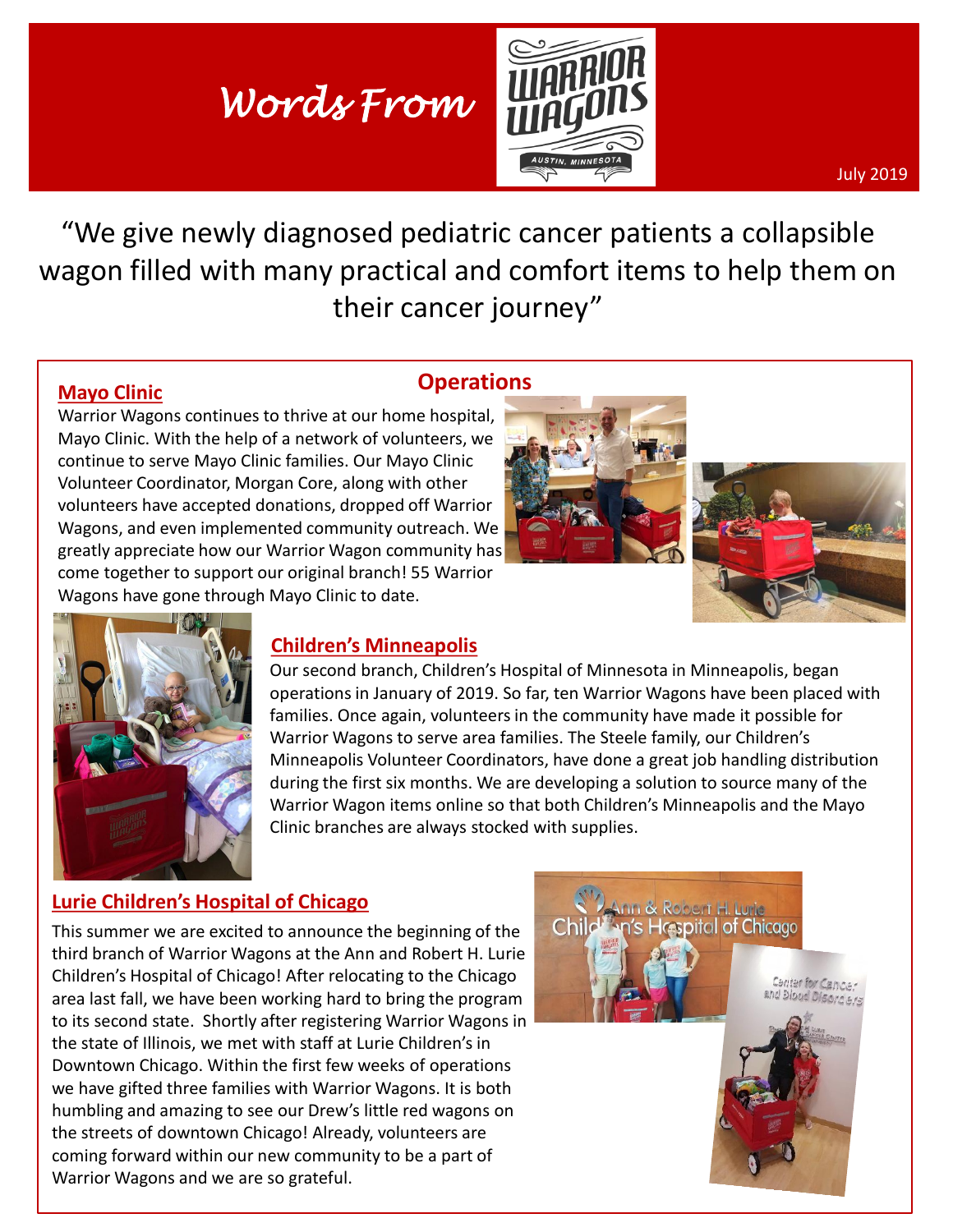# Words From Warrior Wagons

July 2019

"We give newly diagnosed pediatric cancer patients a collapsible wagon filled with many practical and comfort items to help them on their cancer journey"

## Operations

### Mayo Clinic

Warrior Wagons continues to thrive at our home hospital, Mayo Clinic. With the help of a network of volunteers, we continue to serve Mayo Clinic families. Our Mayo Clinic Volunteer Coordinator, Morgan Core, along with other volunteers have accepted donations, dropped off Warrior Wagons, and even implemented community outreach. We greatly appreciate how our Warrior Wagon community has come together to support our original branch! 55 Warrior Wagons have gone through Mayo Clinic to date.

### Children's Minneapolis

Our second branch, Children's Hospital of Minnesota in Minneapolis, began operations in January of 2019. So far, ten Warrior Wagons have been placed with families. Once again, volunteers in the community have made it possible for Warrior Wagons to serve area families. The Steele family, our Children's Minneapolis Volunteer Coordinators, have done a great job handling distribution during the first six months. We are developing a solution to source many of the Warrior Wagon items online so that both Children's Minneapolis and the Mayo Clinic branches are always stocked with supplies.

### Lurie Children's Hospital of Chicago

This summer we are excited to announce the beginning of the third branch of Warrior Wagons at the Ann and Robert H. Lurie Children's Hospital of Chicago! After relocating to the Chicago area last fall, we have been working hard to bring the program to its second state. Shortly after registering Warrior Wagons in the state of Illinois, we met with staff at Lurie Children's in Downtown Chicago. Within the first few weeks of operations we have gifted three families with Warrior Wagons. It is both humbling and amazing to see our Drew's little red wagons on the streets of downtown Chicago! Already, volunteers are coming forward within our new community to be a part of Warrior Wagons and we are so grateful.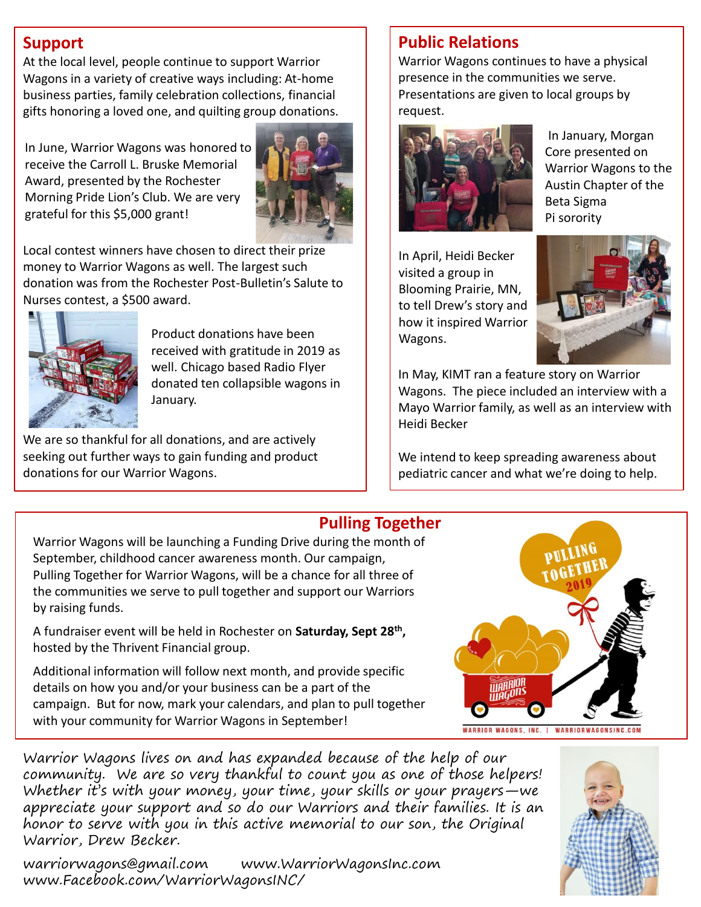## Support

At the local level, people continue to support Warrior Wagons in a variety of creative ways including: At-home business parties, family celebration collections, financial gifts honoring a loved one, and quilting group donations.

In June, Warrior Wagons was honored to receive the Carroll L. Bruske Memorial Award, presented by the Rochester Morning Pride Lion's Club. We are very grateful for this $5,000 grant!

Local contest winners have chosen to direct their prize money to Warrior Wagons as well. The largest such donation was from the Rochester Post-Bulletin's Salute to Nurses contest, a $500 award.

Product donations have been received with gratitude in 2019 as well. Chicago based Radio Flyer donated ten collapsible wagons in January.

We are so thankful for all donations, and are actively seeking out further ways to gain funding and product donations for our Warrior Wagons.

## Public Relations

Warrior Wagons continues to have a physical presence in the communities we serve. Presentations are given to local groups by request.

In January, Morgan Core presented on Warrior Wagons to the Austin Chapter of the Beta Sigma Pi sorority

In April, Heidi Becker visited a group in Blooming Prairie, MN, to tell Drew's story and how it inspired Warrior Wagons.

In May, KIMT ran a feature story on Warrior Wagons. The piece included an interview with a Mayo Warrior family, as well as an interview with Heidi Becker

We intend to keep spreading awareness about pediatric cancer and what we're doing to help.

## Pulling Together

Warrior Wagons will be launching a Funding Drive during the month of September, childhood cancer awareness month. Our campaign, Pulling Together for Warrior Wagons, will be a chance for all three of the communities we serve to pull together and support our Warriors by raising funds.

A fundraiser event will be held in Rochester on **Saturday, Sept 28th,** hosted by the Thrivent Financial group.

Additional information will follow next month, and provide specific details on how you and/or your business can be a part of the campaign. But for now, mark your calendars, and plan to pull together with your community for Warrior Wagons in September!

PULLING TOGETHER 2019

WARRIOR WAGONS

WARRIOR WAGONS, INC. | WARRIORWAGONSINC.COM

*Warrior Wagons lives on and has expanded because of the help of our community. We are so very thankful to count you as one of those helpers! Whether it's with your money, your time, your skills or your prayers—we appreciate your support and so do our Warriors and their families. It is an honor to serve with you in this active memorial to our son, the Original Warrior, Drew Becker.*

warriorwagons@gmail.com www.WarriorWagonsInc.com
www.Facebook.com/WarriorWagonsINC/